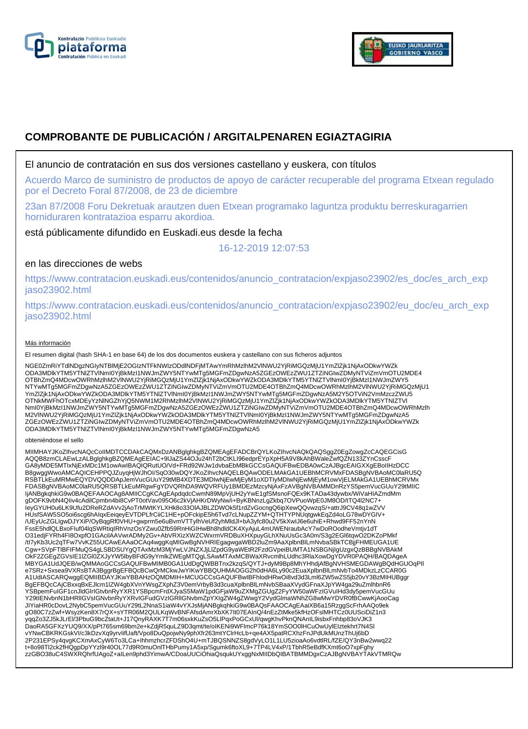# COMPROBANTE DE PUBLICACIÓN / ARGITALPENAREN EGIAZTAGIRIA

El anuncio de contratación en sus dos versiones castellano y euskera, con títulos

Acuerdo Marco de suministro de productos de apoyo de carácter recuperable del programa Etxean regulado por el Decreto Foral 87/2008, de 23 de diciembre

23an 87/2008 Foru Dekretuak arautzen duen Etxean programako laguntza produktu berreskuragarrien horniduraren kontratazioa esparru akordioa.

está públicamente difundido en Euskadi.eus desde la fecha

16-12-2019 12:07:53

en las direcciones de webs

https://www.contratacion.euskadi.eus/contenidos/anuncio_contratacion/expjaso23902/es_doc/es_arch_expjaso23902.html

https://www.contratacion.euskadi.eus/contenidos/anuncio_contratacion/expjaso23902/eu_doc/eu_arch_expjaso23902.html

Más información

El resumen digital (hash SHA-1 en base 64) de los dos documentos euskera y castellano con sus ficheros adjuntos

NGE0ZmRiYTdlNDgzNGIyNTBlMjE2OGIzNTFkNWIzODdlNDFjMTAwYmRhMzlhM2VlNWU2YjRiMGQzMjU1YmZlZjk1NjAxODkwYWZk
ODA3MDlkYTM5YTNlZTVlNmI0YjBkMzI1NWJmZWY5NTYwMTg5MGFmZDgwNzA5ZGEzOWEzZWU1ZTZiNGIwZDMyNTViZmVmOTU2MDE4
OTBhZmQ4MDcwOWRhMzlhM2VlNWU2YjRiMGQzMjU1YmZlZjk1NjAxODkwYWZkODA3MDlkYTM5YTNlZTVlNmI0YjBkMzI1NWJmZWY5
NTYwMTg5MGFmZDgwNzA5ZGEzOWEzZWU1ZTZiNGIwZDMyNTViZmVmOTU2MDE4OTBhZmQ4MDcwOWRhMzlhM2VlNWU2YjRiMGQzMjU1
YmZlZjk1NjAxODkwYWZkODA3MDlkYTM5YTNlZTVlNmI0YjBkMzI1NWJmZWY5NTYwMTg5MGFmZDgwNzA5M2Y5OTViN2VmMzczZWU5
OTNkMWFhOTcxMDEyYzNlNGZhYjQ5NWM1M2RhMzlhM2VlNWU2YjRiMGQzMjU1YmZlZjk1NjAxODkwYWZkODA3MDlkYTM5YTNlZTVl
NmI0YjBkMzI1NWJmZWY5NTYwMTg5MGFmZDgwNzA5ZGEzOWEzZWU1ZTZiNGIwZDMyNTViZmVmOTU2MDE4OTBhZmQ4MDcwOWRhMzlh
M2VlNWU2YjRiMGQzMjU1YmZlZjk1NjAxODkwYWZkODA3MDlkYTM5YTNlZTVlNmI0YjBkMzI1NWJmZWY5NTYwMTg5MGFmZDgwNzA5
ZGEzOWEzZWU1ZTZiNGIwZDMyNTViZmVmOTU2MDE4OTBhZmQ4MDcwOWRhMzlhM2VlNWU2YjRiMGQzMjU1YmZlZjk1NjAxODkwYWZk
ODA3MDlkYTM5YTNlZTVlNmI0YjBkMzI1NWJmZWY5NTYwMTg5MGFmZDgwNzA5

obteniéndose el sello

MIIMHAYJKoZIhvcNAQcCoIIMDTCCDAkCAQMxDzANBglghkgBZQMEAgEFADCBrQYLKoZIhvcNAQkQAQSggZ0EgZowgZcCAQEGCisG
AQQB8zmCLAEwLzALBglghkgBZQMEAgEEIAC+9lJaZS44OJu24hT2bCtKLI96edprEYpXpH5A9V8kAhBWaleZwfQZN133ZYnCsscF
GA8yMDE5MTIxNjExMDc1M1owAwIBAQIQRutUO/Vd+FRd92WJw1dvbaEbMBkGCCsGAQUFBwEDBA0wCzAJBgcEAIGXXgEBoIIHzDCC
B8gwggWwoAMCAQICEHPPQJZuyqHjWJhOI/SqO30wDQYJKoZIhvcNAQELBQAwODELMAkGA1UEBhMCRVMxFDASBgNVBAoMC0laRU5Q
RSBTLkEuMRMwEQYDVQQDDApJemVucGUuY29tMB4XDTE3MDIwNjEwMjEyM1oXDTIyMDIwNjEwMjEyM1owVjELMAkGA1UEBhMCRVMx
FDASBgNVBAoMC0laRU5QRSBTLkEuMRgwFgYDVQRhDA9WQVRFUy1BMDEzMzcyNjAxFzAVBgNVBAMMDnRzYS5pemVucGUuY29tMIIC
IjANBgkqhkiG9w0BAQEFAAOCAg8AMIICCgKCAgEApdqdcCwmN89MpVjUH2yYwE1gfSMsnoFQEx9KTADa43dywbx/WiVaHIAZmdMm
gDOFK9vbN4Qliv4cAdilCpmbn4bi8CvPT0otVav095O6c2kVjAHKrDWyNw/i+ByKBNnzLgZkbq7OVPuoWpE0JM8OD/tTQ4l2NC7+
IeyGYUH0u6LK9Ufu2DReRZdAVv2jAoTrMWtKYLXHk8o33OlAJBLZDWOk5f1rdZvGocngQ6ipXewQQvwzqS/+attrJ9CV48q1wZVV
HUsfSAW5SO5oi6scg6hAlqxEeiqeyEVTDPLfrCiiC1HE+pOFckipE5h6Tvd7cLNupZZYM+QTHTYPNUqtgwkEqZd4oLG78wDYGIV+
/UEyUcZGLIgwDJYXiP/OyBqgRf0VHU+gwprm5e6uBvmVTTylhVeUf2yhMldJl+bA3yfc80u2V5kXwlJ6e6uhiE+Rhwd9FF52nYnN
FssE5hdlQLBxoFluf04lqSWRtiqlRhVnzOsYZwu0Zfb59RnHiGlHwBh8hdldCK4XyAjuL4mUWENraubAcY7wDoROodheVmtjv1dT
O31edjFYRh4FI8OxpfO1GAcilAAVwrADMy2Gv+AbVRXizXWZCWxrmVRDBuXHXpuyGLhXNuUsGc3A0m/S3g2EGl6tqwO2DKZoPMkf
/tI7yKb3Uc2qTFw7VvKZ55UCAwEAAaOCAq4wggKqMIGwBgNVHRIEgagwgaWBD2luZm9AaXplbnBlLmNvbaSBkTCBjjFHMEUGA1UE
Cgw+SVpFTlBFIFMuQS4gLSBDSUYgQTAxMzM3MjYwLVJNZXJjLlZpdG9yaWEtR2FzdGVpeiBUMTA1NSBGNjIgUzgxQzBBBgNVBAkM
OkF2ZGEgZGVsIE1lZGl0ZXJyYW5lbyBFdG9yYmlkZWEgMTQgLSAwMTAxMCBWaXRvcmlhLUdhc3RlaXowDgYDVR0PAQH/BAQDAgeA
MBYGA1UdJQEB/wQMMAoGCCsGAQUFBwMIMB0GA1UdDgQWBBTnx2kzqS/QYTJ+dyM9Bp8MhYHhdjAfBgNVHSMEGDAWgBQdHGUOqPlI
e7SRz+Sxsea9VXRsBTA3BggrBgEFBQcBCwQrMCkwJwYIKwYBBQUHMAOGG2h0dHA6Ly90c2EuaXplbnBlLmNvbTo4MDkzLzCCAR0G
A1UdIASCARQwggEQMIIBDAYJKwYBBAHzOQMDMIH+MCUGCCsGAQUFBwIBFhlodHRwOi8vd3d3Lml6ZW5wZS5jb20vY3BzMIHUBggr
BgEFBQcCAjCBxxqBxEJlcm1lZW4gbXVnYWsgZXphZ3V0emVrbyB3d3cuaXplbnBlLmNvbSBaaXVydGFnaXJpYW4ga29uZmlhbnR6
YSBpemFuIGF1cnJldGlrIGtvbnRyYXR1YSBpcmFrdXJyaS5MaW1pdGFjaW9uZXMgZGUgZ2FyYW50aWFzIGVuIHd3dy5pemVucGUu
Y29tIENvbnN1bHRlIGVsIGNvbnRyYXRvIGFudGVzIGRlIGNvbmZpYXIgZW4gZWwgY2VydGlmaWNhZG8wMwYDVR0fBCwwKjAooCag
JIYiaHR0cDovL2NybC5pemVucGUuY29tL2NnaS1iaW4vYXJsMjANBgkqhkiG9w0BAQsFAAOCAgEAaiXB6a15RzggScFrhAAQo9ek
gO80C7zZwf+WsyzKen8X7rQX+sYTR06M2QULKqWvBNFAfsdAmrXbXK7It07EAInQ/4nEzZtMke5kfHzOFslMHTCz0UUSciDiZ1n3
yqqZo3ZJ5kJLrEl/3PbuG9bcZtaUt+J17QnyRAXK7T7m06sxkKuZsO5LlPqxPoGCxUl/qwgKhvPknQNAnIL9isbxFnhbp83oVJK3
DaoRA5GFXzYUQ9/XX/pPt765sm69bm2e+kZdjR5quLZ9D3qmt/te/oIKENi9WFlmcP76k18YmSOO0lHCuOwUylEIztekhrt7N4SI
vYNwCBKRKGskVl/c3kDzvXq9yrvlifUaft/Vpo8DuQpojwNy9phXfr263mtYClrHcLb+qe4AX5patRCXhzFnJPdUkMUnzThUj6bD
2P231EPSy4qwgKCXmAxCyW6To3LCa+lhhmzhcrZFDShO4U+mTJBQSNNZS8gdVyLO1L1U5zioaAo6vdtlRL/fZE/QY3nBw2wwq22
t+8o98Tl2ck2fHQgpDpYYzl9r40OL77d9R0muOnlTHbPumy1A5xp/Sgumk6ftoXL9+7TP4LV4xP/1TbhR5eBdfKXmt6oO7xpFghy
zzGBO38uC4SWXRQhrfUAgoZ+alLen9phd3YimwA/CDoaUUCiOhiaQsqukUYxggNxMIIDbQIBATBMMDgxCzAJBgNVBAYTAkVTMRQw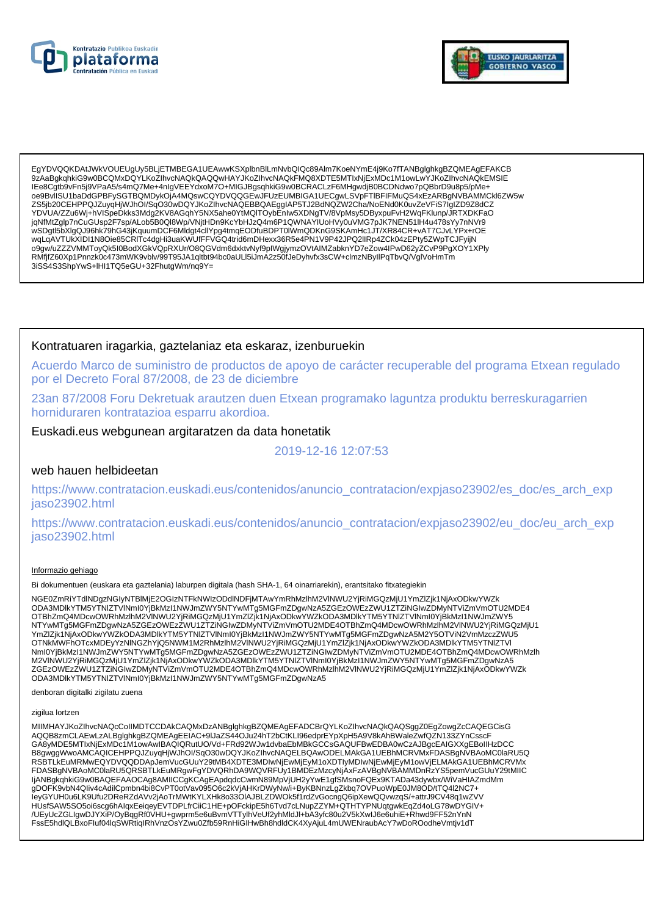EgYDVQQKDAtJWkVOUEUgUy5BLjETMBEGA1UEAwwKSXplbnBlLmNvbQIQc89Alm7KoeNYmE4j9Ko7fTANBglghkgBZQMEAgEFAKCB
9zAaBgkqhkiG9w0BCQMxDQYLKoZIhvcNAQkQAQQwHAYJKoZIhvcNAQkFMQ8XDTE5MTIxNjExMDc1M1owLwYJKoZIhvcNAQkEMSIE
IEe8Cgtb9vFn5j9VPaA5/s4mQ7Me+4nIgVEEYdxoM7O+MIGJBgsqhkiG9w0BCRACLzF6MHgwdjB0BCDNdwo7pQBbrD9u8p5/pMe+
oe9BvlISU1baDdGPBFySGTBQMDykOjA4MQswCQYDVQQGEwJFUzEUMBIGA1UECgwLSVpFTlBFIFMuQS4xEzARBgNVBAMMCkl6ZW5w
ZS5jb20CEHPPQJZuyqHjWJhOl/SqO30wDQYJKoZIhvcNAQEBBQAEggIAP5TJ2BdNQZW2Cha/NoENd0K0uvZeVFiS7IgIZD9Z8dCZ
YDVUA/ZZu6Wj+hVISpeDkks3Mdg2KV8AGqhY5NX5ahe0YtMQITOybEnIw5XDNgTV/8VpMsy5DByxpuFvH2WqFKlunp/JRTXDKFaO
jqNfMtZglp7nCuGUsp2F7sp/ALob5B0Ql8Wp/VNjtHDn9KcYbHJzQ4m6P1QWNAYIUoHVy0uVMG7pJK7NEN51lH4u478sYy7nNVr9
wSDgtl5bXlgQJ96hk79hG43jKquumDCF6Mldgt4clIYpg4tmqEODfuBDPT0lWmQDKnG9SKAmHc1JT/XR84CR+vAT7CJvLYPx+rOE
wqLqAVTUkXIDI1N8Oie85CRITc4dgHi3uaKWUfFFVGQ4trid6mDHexx36R5e4PN1V9P42JPQ2lIRp4ZCk04zEPty5ZWpTCJFyijN
o9gw/uZZZVMMToyQk5I0BodXGkVQpRXUr/O8QGVdm6dxktvNyf9pIWgjymzOVtAIMZabknYD7eZow4IPwD62yZCvP9PgXOY1XPly
RMfjfZ60Xp1Pnnzk0c473mWK9vblv/99T95JA1qltbt94bc0aULI5iJmA2z50fJeDyhvfx3sCW+clmzNByllPqTbvQ/VglVoHmTm
3iSS4S3ShpYwS+lHI1TQ5eGU+32FhutgWm/nq9Y=

Kontratuaren iragarkia, gaztelaniaz eta eskaraz, izenburuekin

Acuerdo Marco de suministro de productos de apoyo de carácter recuperable del programa Etxean regulado por el Decreto Foral 87/2008, de 23 de diciembre

23an 87/2008 Foru Dekretuak arautzen duen Etxean programako laguntza produktu berreskuragarrien horniduraren kontratazioa esparru akordioa.

Euskadi.eus webgunean argitaratzen da data honetatik

2019-12-16 12:07:53

web hauen helbideetan

https://www.contratacion.euskadi.eus/contenidos/anuncio_contratacion/expjaso23902/es_doc/es_arch_expjaso23902.html

https://www.contratacion.euskadi.eus/contenidos/anuncio_contratacion/expjaso23902/eu_doc/eu_arch_expjaso23902.html

Informazio gehiago

Bi dokumentuen (euskara eta gaztelania) laburpen digitala (hash SHA-1, 64 oinarriarekin), erantsitako fitxategiekin

NGE0ZmRiYTdlNDgzNGIyNTBlMjE2OGIzNTFkNWIzODdlNDFjMTAwYmRhMzlhM2VlNWU2YjRiMGQzMjU1YmZlZjk1NjAxODkwYWZk
ODA3MDlkYTM5YTNlZTVlNmI0YjBkMzI1NWJmZWY5NTYwMTg5MGFmZDgwNzA5ZGEzOWEzZWU1ZTZiNGIwZDMyNTViZmVmOTU2MDE4
OTBhZmQ4MDcwOWRhMzlhM2VlNWU2YjRiMGQzMjU1YmZlZjk1NjAxODkwYWZkODA3MDlkYTM5YTNlZTVlNmI0YjBkMzI1NWJmZWY5
NTYwMTg5MGFmZDgwNzA5ZGEzOWEzZWU1ZTZiNGIwZDMyNTViZmVmOTU2MDE4OTBhZmQ4MDcwOWRhMzlhM2VlNWU2YjRiMGQzMjU1
YmZlZjk1NjAxODkwYWZkODA3MDlkYTM5YTNlZTVlNmI0YjBkMzI1NWJmZWY5NTYwMTg5MGFmZDgwNzA5M2Y5OTViN2VmMzczZWU5
OTNkMWFhOTcxMDEyYzNlNGZhYjQ5NWM1M2RhMzlhM2VlNWU2YjRiMGQzMjU1YmZlZjk1NjAxODkwYWZkODA3MDlkYTM5YTNlZTVl
NmI0YjBkMzI1NWJmZWY5NTYwMTg5MGFmZDgwNzA5ZGEzOWEzZWU1ZTZiNGIwZDMyNTViZmVmOTU2MDE4OTBhZmQ4MDcwOWRhMzlh
M2VlNWU2YjRiMGQzMjU1YmZlZjk1NjAxODkwYWZkODA3MDlkYTM5YTNlZTVlNmI0YjBkMzI1NWJmZWY5NTYwMTg5MGFmZDgwNzA5
ZGEzOWEzZWU1ZTZiNGIwZDMyNTViZmVmOTU2MDE4OTBhZmQ4MDcwOWRhMzlhM2VlNWU2YjRiMGQzMjU1YmZlZjk1NjAxODkwYWZk
ODA3MDlkYTM5YTNlZTVlNmI0YjBkMzI1NWJmZWY5NTYwMTg5MGFmZDgwNzA5

denboran digitalki zigilatu zuena

zigilua lortzen

MIIMHAYJKoZIhvcNAQcCoIIMDTCCDAkCAQMxDzANBglghkgBZQMEAgEFADCBrQYLKoZIhvcNAQkQAQSggZ0EgZowgZcCAQEGCisG
AQQB8zmCLAEwLzALBglghkgBZQMEAgEEIAC+9lJaZS44OJu24hT2bCtKLI96edprEYpXpH5A9V8kAhBWaleZwfQZN133ZYnCsscF
GA8yMDE5MTIxNjExMDc1M1owAwIBAQIQRutUO/Vd+FRd92WJw1dvbaEbMBkGCCsGAQUFBwEDBA0wCzAJBgcEAIGXXgEBoIIHzDCC
B8gwggWwoAMCAQICEHPPQJZuyqHjWJhOl/SqO30wDQYJKoZIhvcNAQELBQAwODELMAkGA1UEBhMCRVMxFDASBgNVBAoMC0laRU5Q
RSBTLkEuMRMwEQYDVQQDDApJemVucGUuY29tMB4XDTE3MDIwNjEwMjEyM1oXDTIyMDIwNjEwMjEyM1owVjELMAkGA1UEBhMCRVMx
FDASBgNVBAoMC0laRU5QRSBTLkEuMRgwFgYDVQRhDA9WQVRFUy1BMDEzMzcyNjAxFzAVBgNVBAMMDnRzYS5pemVucGUuY29tMIIC
IjANBgkqhkiG9w0BAQEFAAOCAg8AMIICCgKCAgEApdqdcCwmN89MpVjUH2yYwE1gfSMsnoFQEx9KTADa43dywbx/WiVaHIAZmdMm
gDOFK9vbN4QIiv4cAdilCpmbn4bi8CvPT0otVav095O6c2kVjAHKrDWyNw/i+ByKBNnzLgZkbq7OVPuoWpE0JM8OD/tTQ4l2NC7+
IeyGYUH0u6LK9Ufu2DReRZdAVv2jAoTrMWtKYLXHk8o33OlAJBLZDWOk5f1rdZvGocngQ6ipXewQQvwzqS/+attrJ9CV48q1wZVV
HUsfSAW5SO5oi6scg6hAIqxEeiqeyEVTDPLfrCiiC1HE+pOFckipE5h6Tvd7cLNupZZYM+QTHTYPNUqtgwkEqZd4oLG78wDYGIV+
/UEyUcZGLIgwDJYXiP/OyBqgRf0VHU+gwprm5e6uBvmVTTylhVeUf2yhMldJl+bA3yfc80u2V5kXwlJ6e6uhiE+Rhwd9FF52nYnN
FssE5hdlQLBxoFluf04lqSWRtiqIRhVnzOsYZwu0Zfb59RnHiGIHwBh8hdldCK4XyAjuL4mUWENraubAcY7wDoROodheVmtjv1dT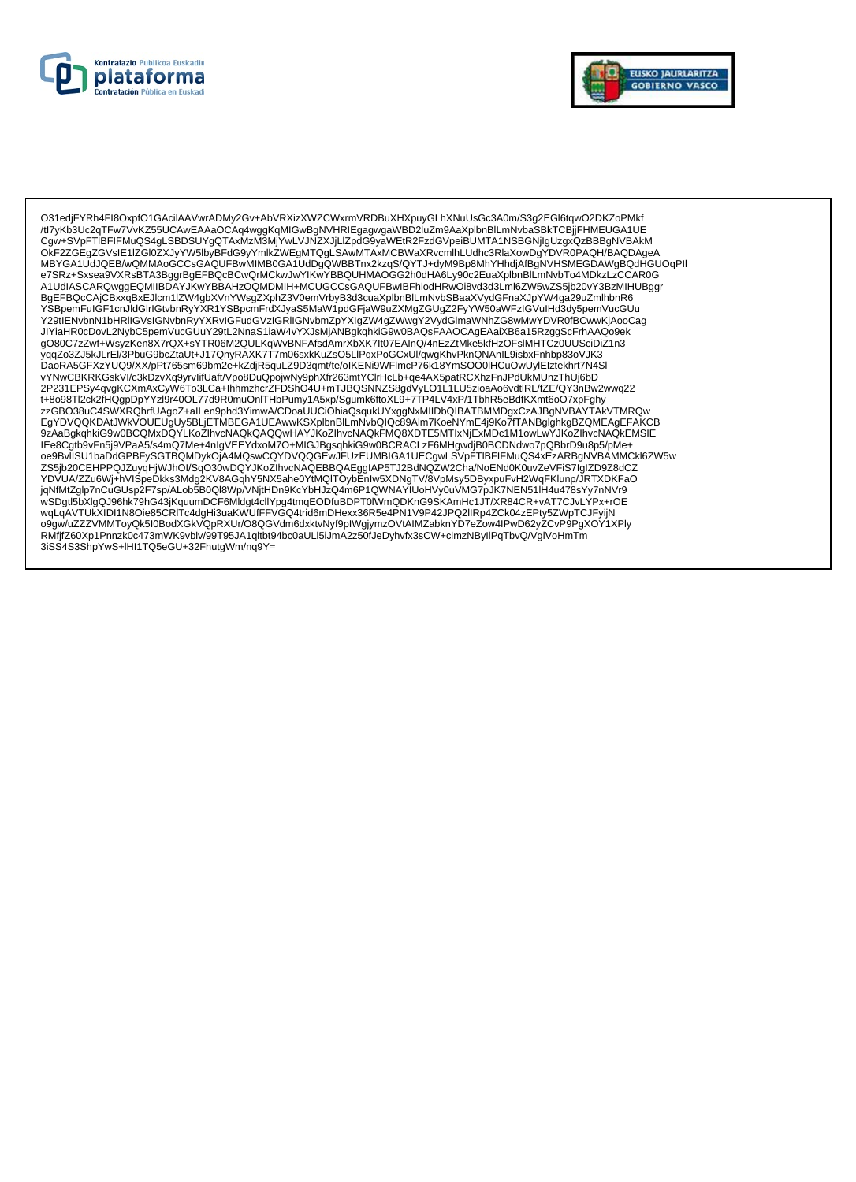O31edjFYRh4FI8OxpfO1GAcilAAVwrADMy2Gv+AbVRXizXWZCWxrmVRDBuXHXpuyGLhXNuUsGc3A0m/S3g2EGl6tqwO2DKZoPMkf
/tI7yKb3Uc2qTFw7VvKZ55UCAwEAAaOCAq4wggKqMIGwBgNVHRIEgagwgaWBD2luZm9AaXplbnBlLmNvbaSBkTCBjjFHMEUGA1UE
Cgw+SVpFTlBFIFMuQS4gLSBDSUYgQTAxMzM3MjYwLVJNZXJjLlZpdG9yaWEtR2FzdGVpeiBUMTA1NSBGNjIgUzgxQzBBBgNVBAkM
OkF2ZGEgZGVsIE1lZGl0ZXJyYW5lbyBFdG9yYmlkZWEgMTQgLSAwMTAxMCBWaXRvcmlhLUdhc3RlaXowDgYDVR0PAQH/BAQDAgeA
MBYGA1UdJQEB/wQMMAoGCCsGAQUFBwMIMB0GA1UdDgQWBBTnx2kzqS/QYTJ+dyM9Bp8MhYHhdjAfBgNVHSMEGDAWgBQdHGUOqPIl
e7SRz+Sxsea9VXRsBTA3BggrBgEFBQcBCwQrMCkwJwYIKwYBBQUHMAOGG2h0dHA6Ly90c2EuaXplbnBlLmNvbTo4MDkzLzCCAR0G
A1UdIASCARQwggEQMIIBDAYJKwYBBAHzOQMDMIH+MCUGCCsGAQUFBwIBFhlodHRwOi8vd3d3Lml6ZW5wZS5jb20vY3BzMIHUBggr
BgEFBQcCAjCBxxqBxEJlcm1lZW4gbXVnYWsgZXphZ3V0emVrbyB3d3cuaXplbnBlLmNvbSBaaXVydGFnaXJpYW4ga29uZmlhbnR6
YSBpemFuIGF1cnJldGlrIGtvbnRyYXR1YSBpcmFrdXJyaS5MaW1pdGFjaW9uZXMgZGUgZ2FyYW50aWFzIGVuIHd3dy5pemVucGUu
Y29tIENvbnN1bHRlIGVsIGNvbnRyYXRvIGFudGVzIGRlIGNvbmZpYXIgZW4gZWwgY2VydGlmaWNhZG8wMwYDVR0fBCwwKjAoCag
JIYiaHR0cDovL2NybC5pemVucGUuY29tL2NnaS1iaW4vYXJsMjANBgkqhkiG9w0BAQsFAAOCAgEAaiXB6a15RzggScFrhAAQo9ek
gO80C7zZwf+WsyzKen8X7rQX+sYTR06M2QULKqWvBNFAfsdAmrXbXK7lt07EAInQ/4nEzZtMke5kfHzOFslMHTCz0UUSciDiZ1n3
yqqZo3ZJ5kJLrEl/3PbuG9bcZtaUt+J17QnyRAXK7T7m06sxkKuZsO5LlPqxPoGCxUl/qwgKhvPknQNAnIL9isbxFnhbp83oVJK3
DaoRA5GFXzYUQ9/XX/pPt765sm69bm2e+kZdjR5quLZ9D3qmt/te/oIKENi9WFlmcP76k18YmSOO0lHCuOwUylElztekhrt7N4SI
vYNwCBKRKGskVl/c3kDzvXq9yrvIifUaft/Vpo8DuQpojwNy9phXfr263mtYClrHcLb+qe4AX5patRCXhzFnJPdUkMUnzThUj6bD
2P231EPSy4qvgKCXmAxCyW6To3LCa+IhhmzhcrZFDShO4U+mTJBQSNNZS8gdVyLO1L1LU5zioaAo6vdtlRL/fZE/QY3nBw2wwq22
t+8o98Tl2ck2fHQgpDpYYzl9r40OL77d9R0muOnlTHbPumy1A5xp/Sgumk6ftoXL4+7TP4LV4xP/1TbhR5eBdfKXmt6oO7xpFghy
zzGBO38uC4SWXRQhrfUAgoZ+aILen9phd3YimwA/CDoaUUCiOhiaQsqukUYxggNxMIIDbQIBATBMMDgxCzAJBgNVBAYTAkVTMRQw
EgYDVQQKDAtJWkVOUEUgUy5BLjETMBEGA1UEAwwKSXplbnBlLmNvbQIQc89Alm7KoeNYmE4j9Ko7fTANBglghkgBZQMEAgEFAKCB
9zAaBgkqhkiG9w0BCQMxDQYLKoZIhvcNAQkQAQQwHAYJKoZIhvcNAQkFMQ8XDTE5MTIxNjExMDc1M1owLwYJKoZIhvcNAQkEMSIE
IEe8Cgtb9vFn5j9VPaA5/s4mQ7Me+4nIgVEEYdxoM7O+MIGJBgsqhkiG9w0BCRACLzF6MHgwdjB0BCDNdwo7pQBbrD9u8p5/pMe+
oe9BvlISU1baDdGPBFySGTBQMDykOjA4MQswCQYDVQQGEwJFUzEUMBIGA1UECgwLSVpFTlBFIFMuQS4xEzARBgNVBAMMCkl6ZW5w
ZS5jb20CEHPPQJZuyqHjWJhOI/SqO30wDQYJKoZIhvcNAQEBBQAEggIAP5TJ2BdNQZW2Cha/NoENd0K0uvZeVFiS7IgIZD9Z8dCZ
YDVUA/ZZu6Wj+hVlSpeDkks3Mdg2KV8AGqhY5NX5ahe0YtMQlTOybEnIw5XDNgTV/8VpMsy5DByxpuFvH2WqFKlunp/JRTXDKFaO
jqNfMtZglp7nCuGUsp2F7sp/ALob5B0QI8Wp/VNjtHDn9KcYbHJzQ4m6P1QWNAYIUoHVy0uVMG7pJK7NEN51lH4u478sYy7nNVr9
wSDgtl5bXlgQJ96hk79hG43jKquumDCF6Mldgt4cllYpg4tmqEODfuBDPT0lWmQDKnG9SKAmHc1JT/XR84CR+vAT7CJvLYPx+rOE
wqLqAVTUkXIDI1N8Oie85CRlTc4dgHi3uaKWUfFFVGQ4trid6mDHexx36R5e4PN1V9P42JPQ2lIRp4ZCk04zEPty5ZWpTCJFyijN
o9gw/uZZZVMMToyQk5I0BodXGkVQpRXUr/O8QGVdm6dxktvNyf9plWgjymzOVtAIMZabknYD7eZow4lPwD62yZCvP9PgXOY1XPly
RMfjfZ60Xp1Pnnzk0c473mWK9vblv/99T95JA1qltbt94bc0aULl5iJmA2z50fJeDyhvfx3sCW+clmzNByllPqTbvQ/VglVoHmTm
3iSS4S3ShpYwS+lHI1TQ5eGU+32FhutgWm/nq9Y=